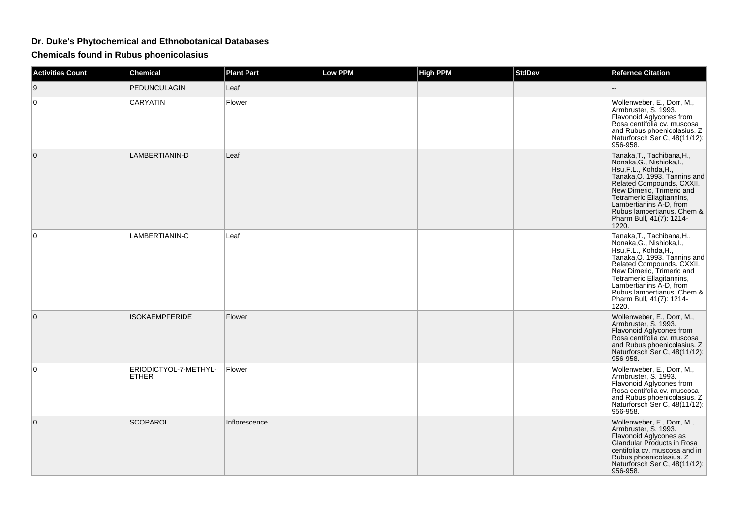# Dr. Duke's Phytochemical and Ethnobotanical Databases

## Chemicals found in Rubus phoenicolasius

| Activities Count | Chemical | Plant Part | Low PPM | High PPM | StdDev | Refernce Citation |
| --- | --- | --- | --- | --- | --- | --- |
| 9 | PEDUNCULAGIN | Leaf | | | | -- |
| 0 | CARYATIN | Flower | | | | Wollenweber, E., Dorr, M., Armbruster, S. 1993. Flavonoid Aglycones from Rosa centifolia cv. muscosa and Rubus phoenicolasius. Z Naturforsch Ser C, 48(11/12): 956-958. |
| 0 | LAMBERTIANIN-D | Leaf | | | | Tanaka,T., Tachibana,H., Nonaka,G., Nishioka,I., Hsu,F.L., Kohda,H., Tanaka,O. 1993. Tannins and Related Compounds. CXXII. New Dimeric, Trimeric and Tetrameric Ellagitannins, Lambertianins A-D, from Rubus lambertianus. Chem & Pharm Bull, 41(7): 1214-1220. |
| 0 | LAMBERTIANIN-C | Leaf | | | | Tanaka,T., Tachibana,H., Nonaka,G., Nishioka,I., Hsu,F.L., Kohda,H., Tanaka,O. 1993. Tannins and Related Compounds. CXXII. New Dimeric, Trimeric and Tetrameric Ellagitannins, Lambertianins A-D, from Rubus lambertianus. Chem & Pharm Bull, 41(7): 1214-1220. |
| 0 | ISOKAEMPFERIDE | Flower | | | | Wollenweber, E., Dorr, M., Armbruster, S. 1993. Flavonoid Aglycones from Rosa centifolia cv. muscosa and Rubus phoenicolasius. Z Naturforsch Ser C, 48(11/12): 956-958. |
| 0 | ERIODICTYOL-7-METHYL-ETHER | Flower | | | | Wollenweber, E., Dorr, M., Armbruster, S. 1993. Flavonoid Aglycones from Rosa centifolia cv. muscosa and Rubus phoenicolasius. Z Naturforsch Ser C, 48(11/12): 956-958. |
| 0 | SCOPAROL | Inflorescence | | | | Wollenweber, E., Dorr, M., Armbruster, S. 1993. Flavonoid Aglycones as Glandular Products in Rosa centifolia cv. muscosa and in Rubus phoenicolasius. Z Naturforsch Ser C, 48(11/12): 956-958. |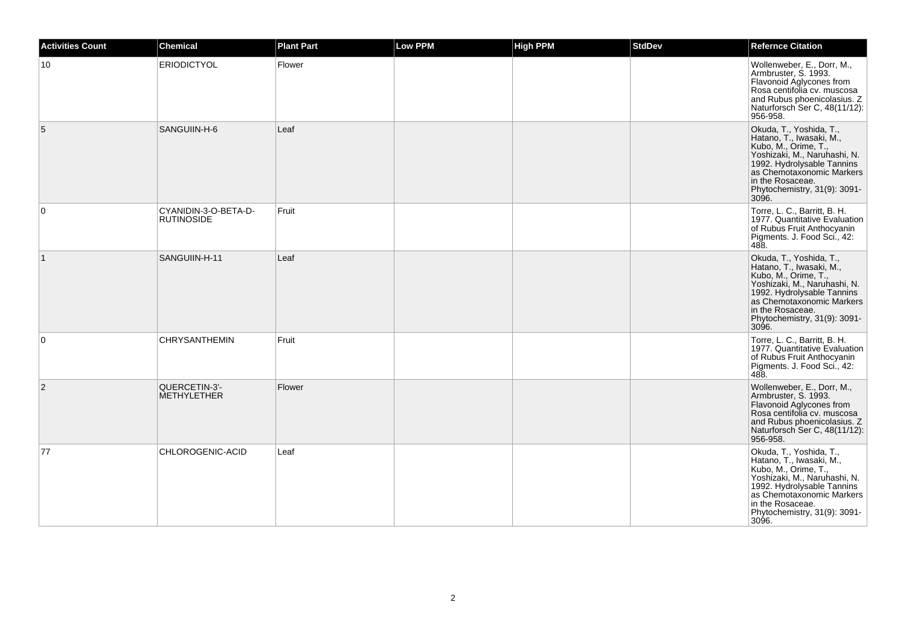| Activities Count | Chemical | Plant Part | Low PPM | High PPM | StdDev | Refernce Citation |
| --- | --- | --- | --- | --- | --- | --- |
| 10 | ERIODICTYOL | Flower | | | | Wollenweber, E., Dorr, M., Armbruster, S. 1993. Flavonoid Aglycones from Rosa centifolia cv. muscosa and Rubus phoenicolasius. Z Naturforsch Ser C, 48(11/12): 956-958. |
| 5 | SANGUIIN-H-6 | Leaf | | | | Okuda, T., Yoshida, T., Hatano, T., Iwasaki, M., Kubo, M., Orime, T., Yoshizaki, M., Naruhashi, N. 1992. Hydrolysable Tannins as Chemotaxonomic Markers in the Rosaceae. Phytochemistry, 31(9): 3091-3096. |
| 0 | CYANIDIN-3-O-BETA-D-RUTINOSIDE | Fruit | | | | Torre, L. C., Barritt, B. H. 1977. Quantitative Evaluation of Rubus Fruit Anthocyanin Pigments. J. Food Sci., 42: 488. |
| 1 | SANGUIIN-H-11 | Leaf | | | | Okuda, T., Yoshida, T., Hatano, T., Iwasaki, M., Kubo, M., Orime, T., Yoshizaki, M., Naruhashi, N. 1992. Hydrolysable Tannins as Chemotaxonomic Markers in the Rosaceae. Phytochemistry, 31(9): 3091-3096. |
| 0 | CHRYSANTHEMIN | Fruit | | | | Torre, L. C., Barritt, B. H. 1977. Quantitative Evaluation of Rubus Fruit Anthocyanin Pigments. J. Food Sci., 42: 488. |
| 2 | QUERCETIN-3'-METHYLETHER | Flower | | | | Wollenweber, E., Dorr, M., Armbruster, S. 1993. Flavonoid Aglycones from Rosa centifolia cv. muscosa and Rubus phoenicolasius. Z Naturforsch Ser C, 48(11/12): 956-958. |
| 77 | CHLOROGENIC-ACID | Leaf | | | | Okuda, T., Yoshida, T., Hatano, T., Iwasaki, M., Kubo, M., Orime, T., Yoshizaki, M., Naruhashi, N. 1992. Hydrolysable Tannins as Chemotaxonomic Markers in the Rosaceae. Phytochemistry, 31(9): 3091-3096. |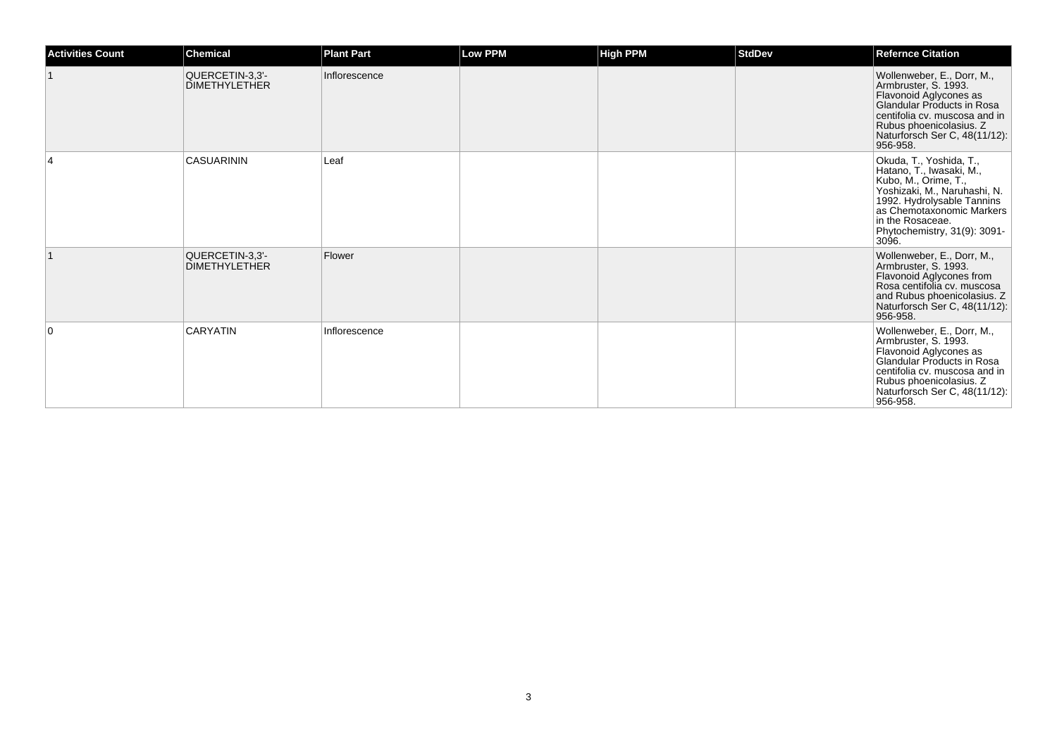| Activities Count | Chemical | Plant Part | Low PPM | High PPM | StdDev | Refernce Citation |
| --- | --- | --- | --- | --- | --- | --- |
| 1 | QUERCETIN-3,3'-DIMETHYLETHER | Inflorescence | | | | Wollenweber, E., Dorr, M., Armbruster, S. 1993. Flavonoid Aglycones as Glandular Products in Rosa centifolia cv. muscosa and in Rubus phoenicolasius. Z Naturforsch Ser C, 48(11/12): 956-958. |
| 4 | CASUARININ | Leaf | | | | Okuda, T., Yoshida, T., Hatano, T., Iwasaki, M., Kubo, M., Orime, T., Yoshizaki, M., Naruhashi, N. 1992. Hydrolysable Tannins as Chemotaxonomic Markers in the Rosaceae. Phytochemistry, 31(9): 3091-3096. |
| 1 | QUERCETIN-3,3'-DIMETHYLETHER | Flower | | | | Wollenweber, E., Dorr, M., Armbruster, S. 1993. Flavonoid Aglycones from Rosa centifolia cv. muscosa and Rubus phoenicolasius. Z Naturforsch Ser C, 48(11/12): 956-958. |
| 0 | CARYATIN | Inflorescence | | | | Wollenweber, E., Dorr, M., Armbruster, S. 1993. Flavonoid Aglycones as Glandular Products in Rosa centifolia cv. muscosa and in Rubus phoenicolasius. Z Naturforsch Ser C, 48(11/12): 956-958. |